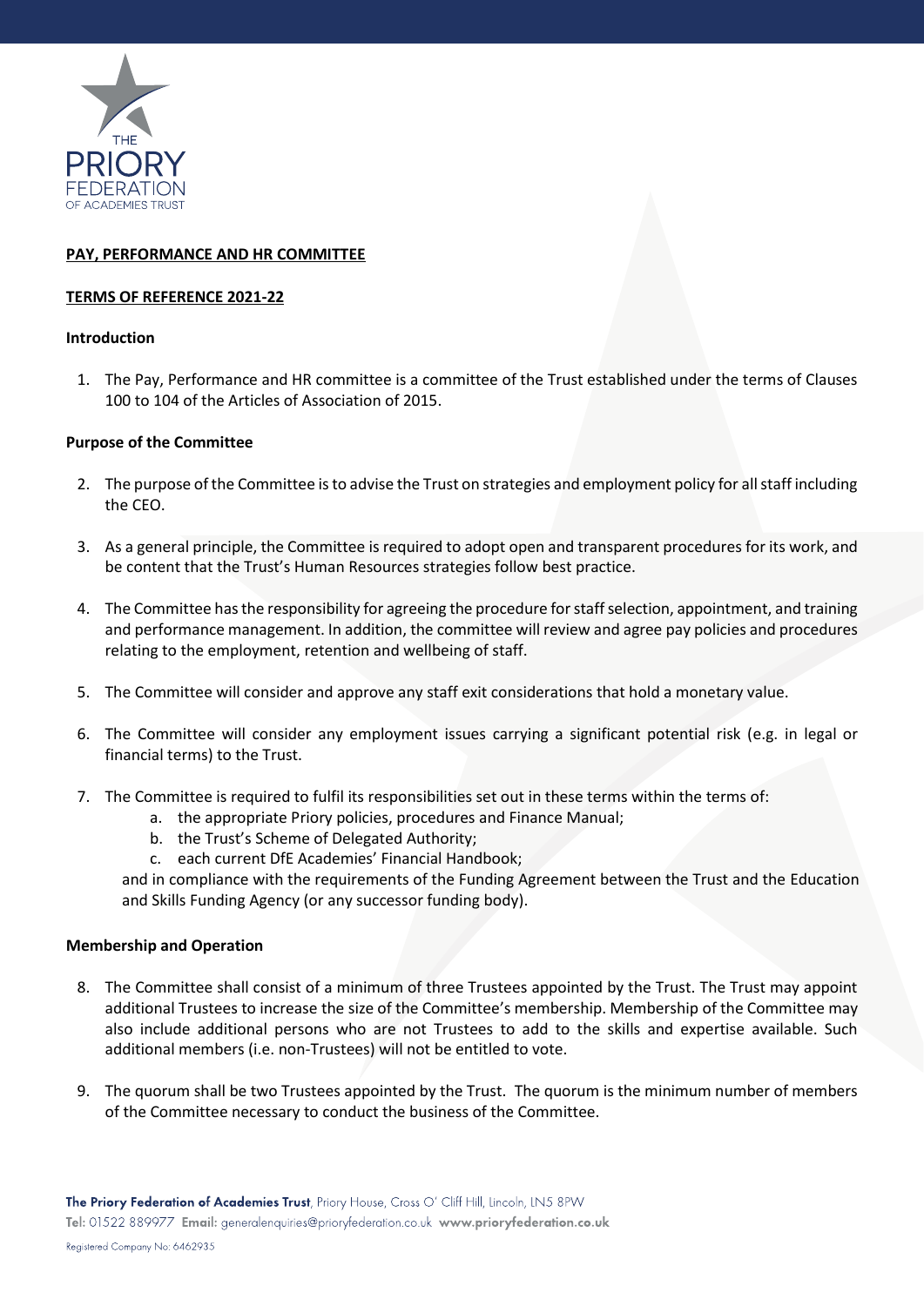**PAY, PERFORMANCE AND HR COMMITTEE**

**TERMS OF REFERENCE 2021-22**

**Introduction**

1. The Pay, Performance and HR committee is a committee of the Trust established under the terms of Clauses 100 to 104 of the Articles of Association of 2015.

**Purpose of the Committee**

2. The purpose of the Committee is to advise the Trust on strategies and employment policy for all staff including the CEO.

3. As a general principle, the Committee is required to adopt open and transparent procedures for its work, and be content that the Trust's Human Resources strategies follow best practice.

4. The Committee has the responsibility for agreeing the procedure for staff selection, appointment, and training and performance management. In addition, the committee will review and agree pay policies and procedures relating to the employment, retention and wellbeing of staff.

5. The Committee will consider and approve any staff exit considerations that hold a monetary value.

6. The Committee will consider any employment issues carrying a significant potential risk (e.g. in legal or financial terms) to the Trust.

7. The Committee is required to fulfil its responsibilities set out in these terms within the terms of:
   a. the appropriate Priory policies, procedures and Finance Manual;
   b. the Trust's Scheme of Delegated Authority;
   c. each current DfE Academies' Financial Handbook;

   and in compliance with the requirements of the Funding Agreement between the Trust and the Education and Skills Funding Agency (or any successor funding body).

**Membership and Operation**

8. The Committee shall consist of a minimum of three Trustees appointed by the Trust. The Trust may appoint additional Trustees to increase the size of the Committee's membership. Membership of the Committee may also include additional persons who are not Trustees to add to the skills and expertise available. Such additional members (i.e. non-Trustees) will not be entitled to vote.

9. The quorum shall be two Trustees appointed by the Trust. The quorum is the minimum number of members of the Committee necessary to conduct the business of the Committee.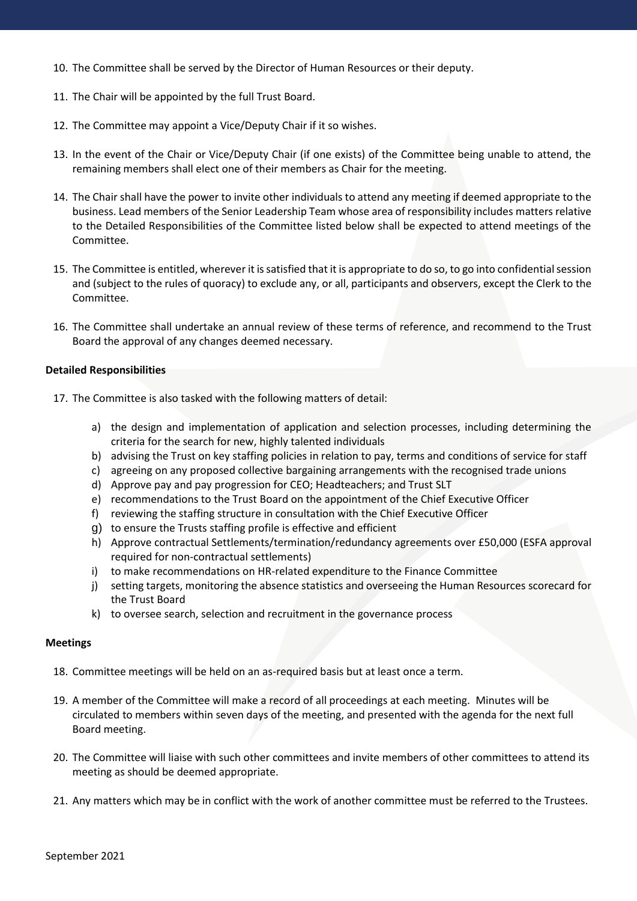10. The Committee shall be served by the Director of Human Resources or their deputy.

11. The Chair will be appointed by the full Trust Board.

12. The Committee may appoint a Vice/Deputy Chair if it so wishes.

13. In the event of the Chair or Vice/Deputy Chair (if one exists) of the Committee being unable to attend, the remaining members shall elect one of their members as Chair for the meeting.

14. The Chair shall have the power to invite other individuals to attend any meeting if deemed appropriate to the business. Lead members of the Senior Leadership Team whose area of responsibility includes matters relative to the Detailed Responsibilities of the Committee listed below shall be expected to attend meetings of the Committee.

15. The Committee is entitled, wherever it is satisfied that it is appropriate to do so, to go into confidential session and (subject to the rules of quoracy) to exclude any, or all, participants and observers, except the Clerk to the Committee.

16. The Committee shall undertake an annual review of these terms of reference, and recommend to the Trust Board the approval of any changes deemed necessary.

**Detailed Responsibilities**

17. The Committee is also tasked with the following matters of detail:

    a) the design and implementation of application and selection processes, including determining the criteria for the search for new, highly talented individuals
    b) advising the Trust on key staffing policies in relation to pay, terms and conditions of service for staff
    c) agreeing on any proposed collective bargaining arrangements with the recognised trade unions
    d) Approve pay and pay progression for CEO; Headteachers; and Trust SLT
    e) recommendations to the Trust Board on the appointment of the Chief Executive Officer
    f) reviewing the staffing structure in consultation with the Chief Executive Officer
    g) to ensure the Trusts staffing profile is effective and efficient
    h) Approve contractual Settlements/termination/redundancy agreements over £50,000 (ESFA approval required for non-contractual settlements)
    i) to make recommendations on HR-related expenditure to the Finance Committee
    j) setting targets, monitoring the absence statistics and overseeing the Human Resources scorecard for the Trust Board
    k) to oversee search, selection and recruitment in the governance process

**Meetings**

18. Committee meetings will be held on an as-required basis but at least once a term.

19. A member of the Committee will make a record of all proceedings at each meeting. Minutes will be circulated to members within seven days of the meeting, and presented with the agenda for the next full Board meeting.

20. The Committee will liaise with such other committees and invite members of other committees to attend its meeting as should be deemed appropriate.

21. Any matters which may be in conflict with the work of another committee must be referred to the Trustees.

September 2021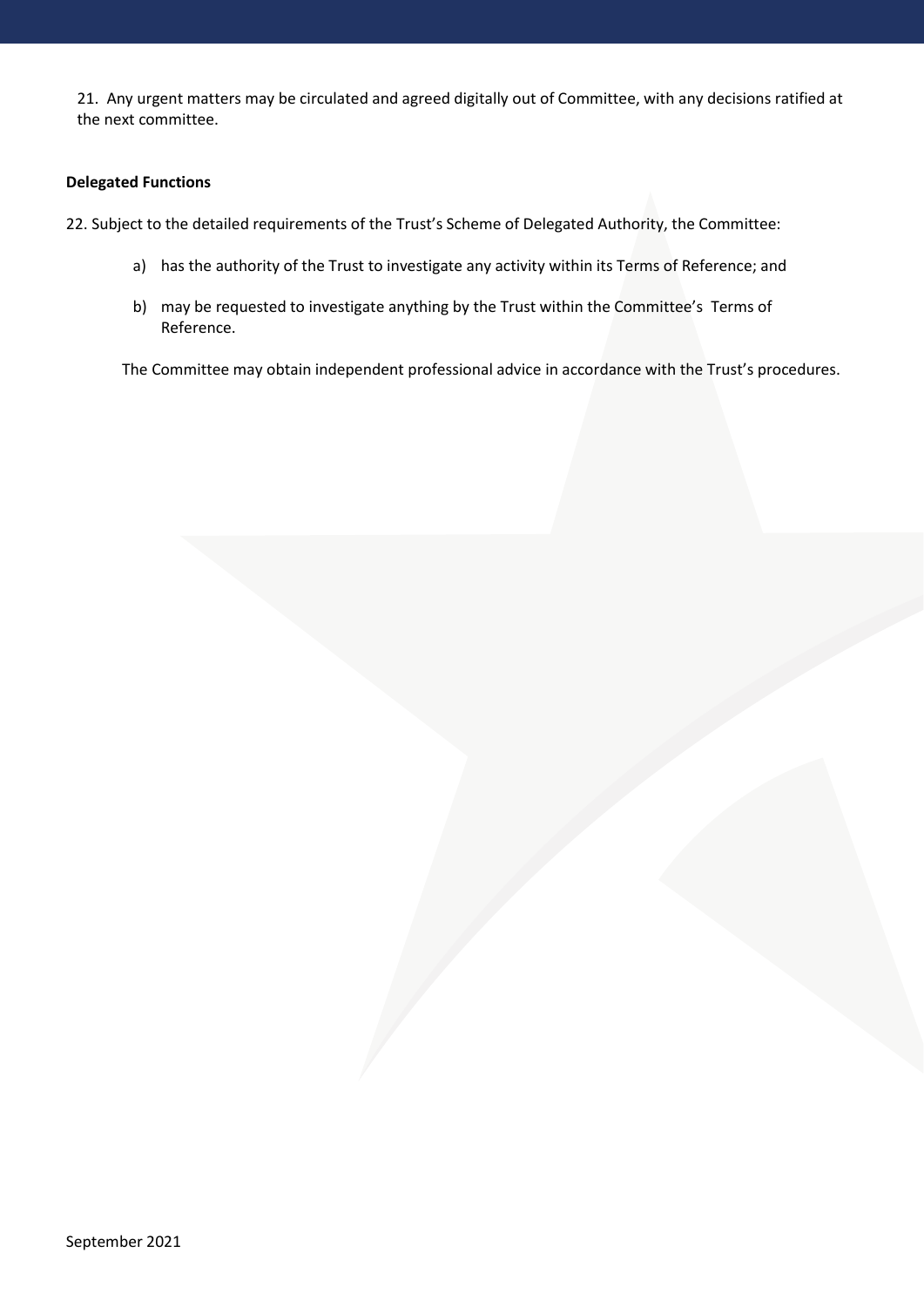21. Any urgent matters may be circulated and agreed digitally out of Committee, with any decisions ratified at the next committee.

**Delegated Functions**

22. Subject to the detailed requirements of the Trust's Scheme of Delegated Authority, the Committee:

   a) has the authority of the Trust to investigate any activity within its Terms of Reference; and

   b) may be requested to investigate anything by the Trust within the Committee's Terms of Reference.

   The Committee may obtain independent professional advice in accordance with the Trust's procedures.

September 2021